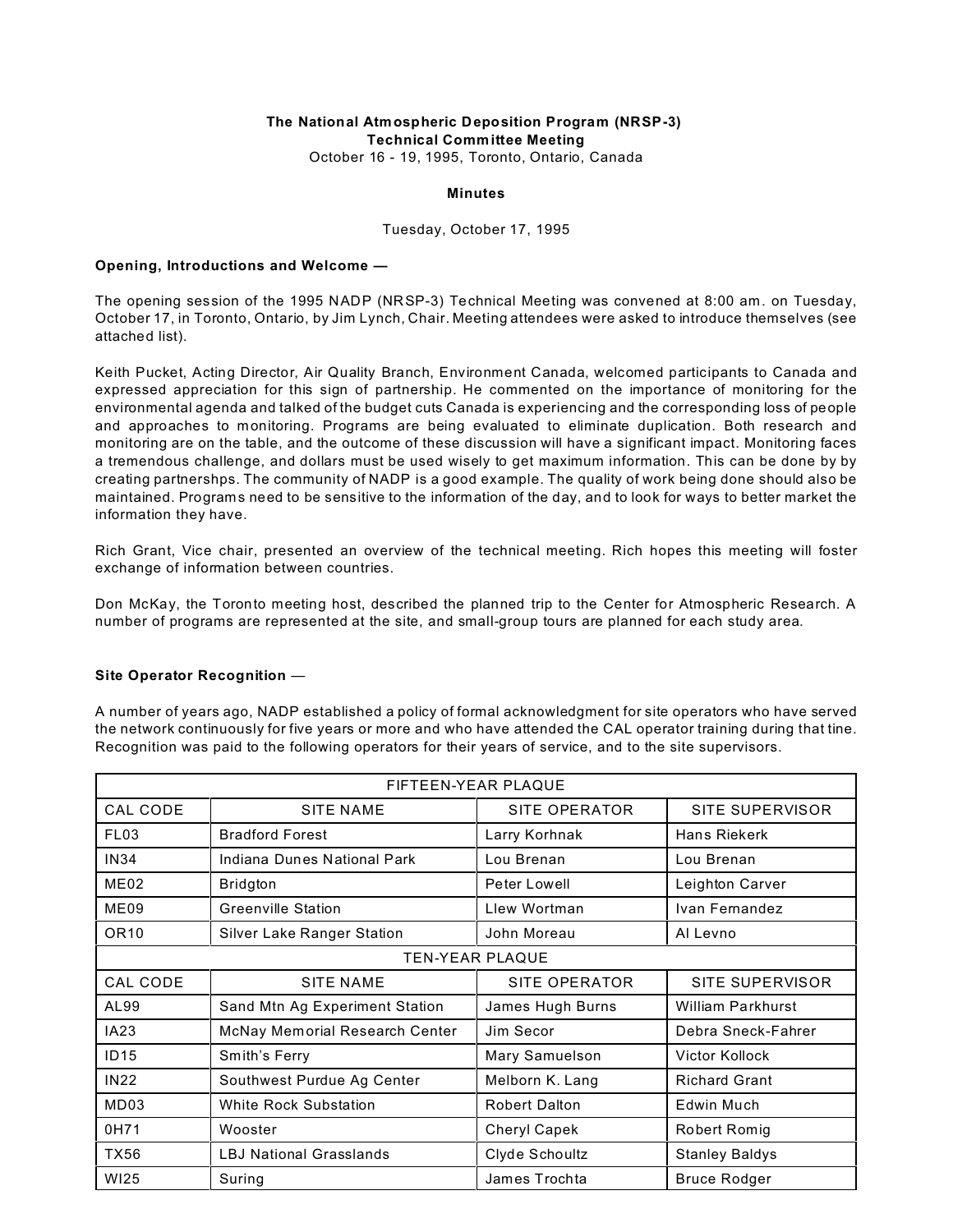**The National Atmospheric Deposition Program (NRSP-3)**
**Technical Committee Meeting**
October 16 - 19, 1995, Toronto, Ontario, Canada

**Minutes**

Tuesday, October 17, 1995

**Opening, Introductions and Welcome —**

The opening session of the 1995 NADP (NRSP-3) Technical Meeting was convened at 8:00 am. on Tuesday, October 17, in Toronto, Ontario, by Jim Lynch, Chair. Meeting attendees were asked to introduce themselves (see attached list).

Keith Pucket, Acting Director, Air Quality Branch, Environment Canada, welcomed participants to Canada and expressed appreciation for this sign of partnership. He commented on the importance of monitoring for the environmental agenda and talked of the budget cuts Canada is experiencing and the corresponding loss of people and approaches to monitoring. Programs are being evaluated to eliminate duplication. Both research and monitoring are on the table, and the outcome of these discussion will have a significant impact. Monitoring faces a tremendous challenge, and dollars must be used wisely to get maximum information. This can be done by by creating partnershps. The community of NADP is a good example. The quality of work being done should also be maintained. Programs need to be sensitive to the information of the day, and to look for ways to better market the information they have.

Rich Grant, Vice chair, presented an overview of the technical meeting. Rich hopes this meeting will foster exchange of information between countries.

Don McKay, the Toronto meeting host, described the planned trip to the Center for Atmospheric Research. A number of programs are represented at the site, and small-group tours are planned for each study area.

**Site Operator Recognition** —

A number of years ago, NADP established a policy of formal acknowledgment for site operators who have served the network continuously for five years or more and who have attended the CAL operator training during that tine. Recognition was paid to the following operators for their years of service, and to the site supervisors.

| FIFTEEN-YEAR PLAQUE | | | |
|---|---|---|---|
| CAL CODE | SITE NAME | SITE OPERATOR | SITE SUPERVISOR |
| FL03 | Bradford Forest | Larry Korhnak | Hans Riekerk |
| IN34 | Indiana Dunes National Park | Lou Brenan | Lou Brenan |
| ME02 | Bridgton | Peter Lowell | Leighton Carver |
| ME09 | Greenville Station | Llew Wortman | Ivan Fernandez |
| OR10 | Silver Lake Ranger Station | John Moreau | Al Levno |
| TEN-YEAR PLAQUE | | | |
| CAL CODE | SITE NAME | SITE OPERATOR | SITE SUPERVISOR |
| AL99 | Sand Mtn Ag Experiment Station | James Hugh Burns | William Parkhurst |
| IA23 | McNay Memorial Research Center | Jim Secor | Debra Sneck-Fahrer |
| ID15 | Smith's Ferry | Mary Samuelson | Victor Kollock |
| IN22 | Southwest Purdue Ag Center | Melborn K. Lang | Richard Grant |
| MD03 | White Rock Substation | Robert Dalton | Edwin Much |
| 0H71 | Wooster | Cheryl Capek | Robert Romig |
| TX56 | LBJ National Grasslands | Clyde Schoultz | Stanley Baldys |
| WI25 | Suring | James Trochta | Bruce Rodger |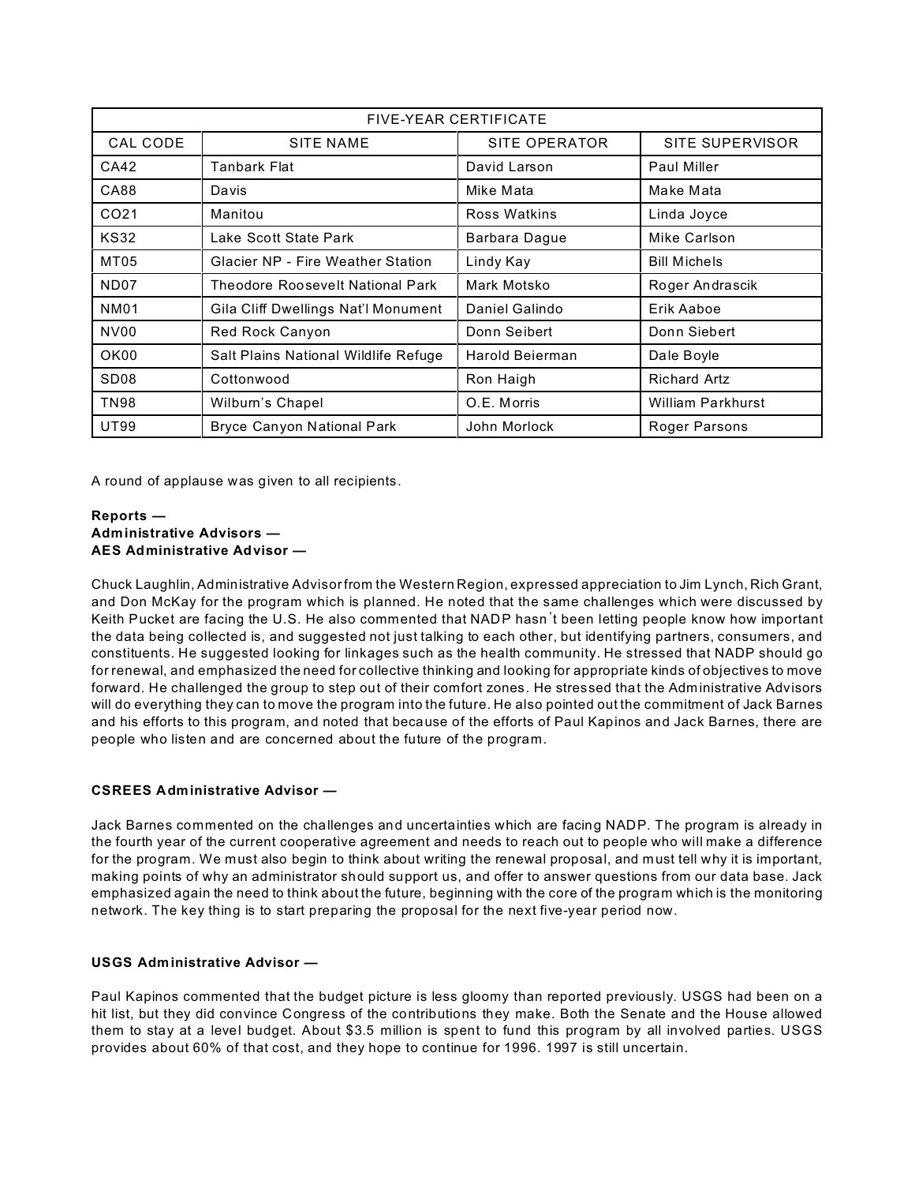| FIVE-YEAR CERTIFICATE | | | |
|---|---|---|---|
| CAL CODE | SITE NAME | SITE OPERATOR | SITE SUPERVISOR |
| CA42 | Tanbark Flat | David Larson | Paul Miller |
| CA88 | Davis | Mike Mata | Make Mata |
| CO21 | Manitou | Ross Watkins | Linda Joyce |
| KS32 | Lake Scott State Park | Barbara Dague | Mike Carlson |
| MT05 | Glacier NP - Fire Weather Station | Lindy Kay | Bill Michels |
| ND07 | Theodore Roosevelt National Park | Mark Motsko | Roger Andrascik |
| NM01 | Gila Cliff Dwellings Nat'l Monument | Daniel Galindo | Erik Aaboe |
| NV00 | Red Rock Canyon | Donn Seibert | Donn Siebert |
| OK00 | Salt Plains National Wildlife Refuge | Harold Beierman | Dale Boyle |
| SD08 | Cottonwood | Ron Haigh | Richard Artz |
| TN98 | Wilburn's Chapel | O.E. Morris | William Parkhurst |
| UT99 | Bryce Canyon National Park | John Morlock | Roger Parsons |

A round of applause was given to all recipients.

**Reports —**
**Administrative Advisors —**
**AES Administrative Advisor —**

Chuck Laughlin, Administrative Advisor from the Western Region, expressed appreciation to Jim Lynch, Rich Grant, and Don McKay for the program which is planned. He noted that the same challenges which were discussed by Keith Pucket are facing the U.S. He also commented that NADP hasn't been letting people know how important the data being collected is, and suggested not just talking to each other, but identifying partners, consumers, and constituents. He suggested looking for linkages such as the health community. He stressed that NADP should go for renewal, and emphasized the need for collective thinking and looking for appropriate kinds of objectives to move forward. He challenged the group to step out of their comfort zones. He stressed that the Administrative Advisors will do everything they can to move the program into the future. He also pointed out the commitment of Jack Barnes and his efforts to this program, and noted that because of the efforts of Paul Kapinos and Jack Barnes, there are people who listen and are concerned about the future of the program.

**CSREES Administrative Advisor —**

Jack Barnes commented on the challenges and uncertainties which are facing NADP. The program is already in the fourth year of the current cooperative agreement and needs to reach out to people who will make a difference for the program. We must also begin to think about writing the renewal proposal, and must tell why it is important, making points of why an administrator should support us, and offer to answer questions from our data base. Jack emphasized again the need to think about the future, beginning with the core of the program which is the monitoring network. The key thing is to start preparing the proposal for the next five-year period now.

**USGS Administrative Advisor —**

Paul Kapinos commented that the budget picture is less gloomy than reported previously. USGS had been on a hit list, but they did convince Congress of the contributions they make. Both the Senate and the House allowed them to stay at a level budget. About $3.5 million is spent to fund this program by all involved parties. USGS provides about 60% of that cost, and they hope to continue for 1996. 1997 is still uncertain.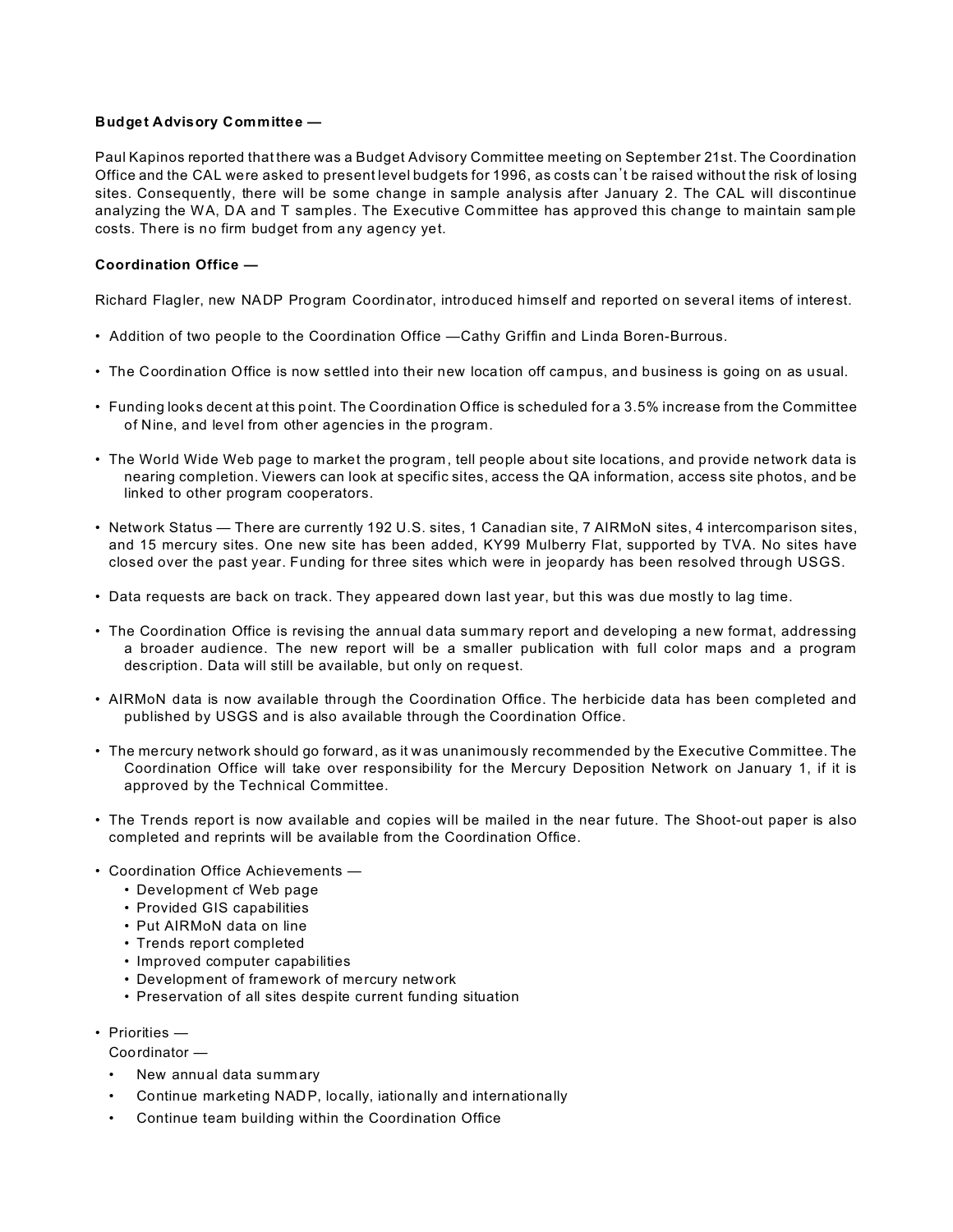**Budget Advisory Committee —**

Paul Kapinos reported that there was a Budget Advisory Committee meeting on September 21st. The Coordination Office and the CAL were asked to present level budgets for 1996, as costs can't be raised without the risk of losing sites. Consequently, there will be some change in sample analysis after January 2. The CAL will discontinue analyzing the WA, DA and T samples. The Executive Committee has approved this change to maintain sample costs. There is no firm budget from any agency yet.

**Coordination Office —**

Richard Flagler, new NADP Program Coordinator, introduced himself and reported on several items of interest.

- Addition of two people to the Coordination Office —Cathy Griffin and Linda Boren-Burrous.
- The Coordination Office is now settled into their new location off campus, and business is going on as usual.
- Funding looks decent at this point. The Coordination Office is scheduled for a 3.5% increase from the Committee of Nine, and level from other agencies in the program.
- The World Wide Web page to market the program, tell people about site locations, and provide network data is nearing completion. Viewers can look at specific sites, access the QA information, access site photos, and be linked to other program cooperators.
- Network Status — There are currently 192 U.S. sites, 1 Canadian site, 7 AIRMoN sites, 4 intercomparison sites, and 15 mercury sites. One new site has been added, KY99 Mulberry Flat, supported by TVA. No sites have closed over the past year. Funding for three sites which were in jeopardy has been resolved through USGS.
- Data requests are back on track. They appeared down last year, but this was due mostly to lag time.
- The Coordination Office is revising the annual data summary report and developing a new format, addressing a broader audience. The new report will be a smaller publication with full color maps and a program description. Data will still be available, but only on request.
- AIRMoN data is now available through the Coordination Office. The herbicide data has been completed and published by USGS and is also available through the Coordination Office.
- The mercury network should go forward, as it was unanimously recommended by the Executive Committee. The Coordination Office will take over responsibility for the Mercury Deposition Network on January 1, if it is approved by the Technical Committee.
- The Trends report is now available and copies will be mailed in the near future. The Shoot-out paper is also completed and reprints will be available from the Coordination Office.
- Coordination Office Achievements —
  - Development cf Web page
  - Provided GIS capabilities
  - Put AIRMoN data on line
  - Trends report completed
  - Improved computer capabilities
  - Development of framework of mercury network
  - Preservation of all sites despite current funding situation
- Priorities —
  Coordinator —
  - New annual data summary
  - Continue marketing NADP, locally, iationally and internationally
  - Continue team building within the Coordination Office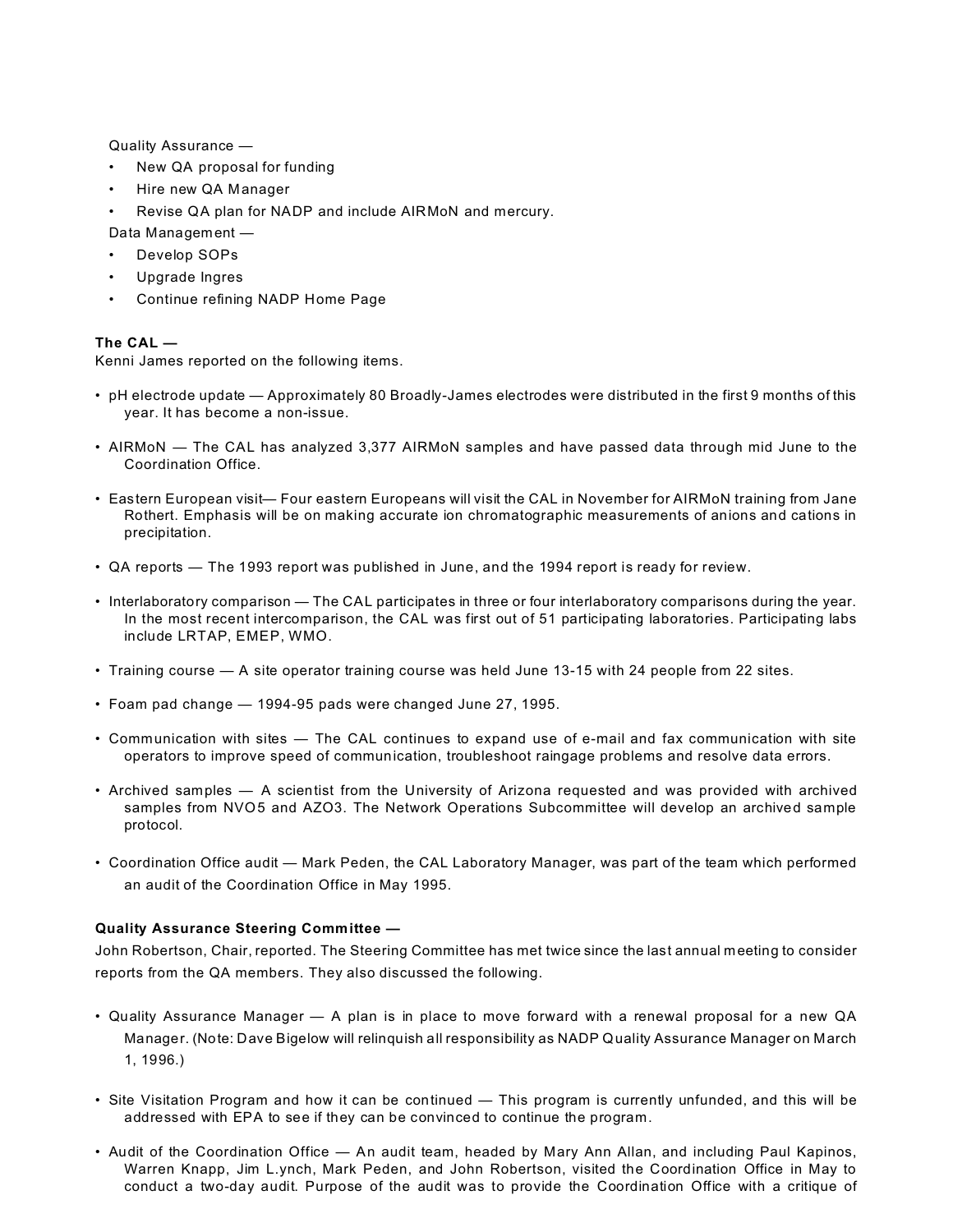Quality Assurance —

- New QA proposal for funding
- Hire new QA Manager
- Revise QA plan for NADP and include AIRMoN and mercury.

Data Management —

- Develop SOPs
- Upgrade Ingres
- Continue refining NADP Home Page

**The CAL —**
Kenni James reported on the following items.

- pH electrode update — Approximately 80 Broadly-James electrodes were distributed in the first 9 months of this year. It has become a non-issue.

- AIRMoN — The CAL has analyzed 3,377 AIRMoN samples and have passed data through mid June to the Coordination Office.

- Eastern European visit— Four eastern Europeans will visit the CAL in November for AIRMoN training from Jane Rothert. Emphasis will be on making accurate ion chromatographic measurements of anions and cations in precipitation.

- QA reports — The 1993 report was published in June, and the 1994 report is ready for review.

- Interlaboratory comparison — The CAL participates in three or four interlaboratory comparisons during the year. In the most recent intercomparison, the CAL was first out of 51 participating laboratories. Participating labs include LRTAP, EMEP, WMO.

- Training course — A site operator training course was held June 13-15 with 24 people from 22 sites.

- Foam pad change — 1994-95 pads were changed June 27, 1995.

- Communication with sites — The CAL continues to expand use of e-mail and fax communication with site operators to improve speed of communication, troubleshoot raingage problems and resolve data errors.

- Archived samples — A scientist from the University of Arizona requested and was provided with archived samples from NVO5 and AZO3. The Network Operations Subcommittee will develop an archived sample protocol.

- Coordination Office audit — Mark Peden, the CAL Laboratory Manager, was part of the team which performed an audit of the Coordination Office in May 1995.

**Quality Assurance Steering Committee —**
John Robertson, Chair, reported. The Steering Committee has met twice since the last annual meeting to consider reports from the QA members. They also discussed the following.

- Quality Assurance Manager — A plan is in place to move forward with a renewal proposal for a new QA Manager. (Note: Dave Bigelow will relinquish all responsibility as NADP Quality Assurance Manager on March 1, 1996.)

- Site Visitation Program and how it can be continued — This program is currently unfunded, and this will be addressed with EPA to see if they can be convinced to continue the program.

- Audit of the Coordination Office — An audit team, headed by Mary Ann Allan, and including Paul Kapinos, Warren Knapp, Jim L.ynch, Mark Peden, and John Robertson, visited the Coordination Office in May to conduct a two-day audit. Purpose of the audit was to provide the Coordination Office with a critique of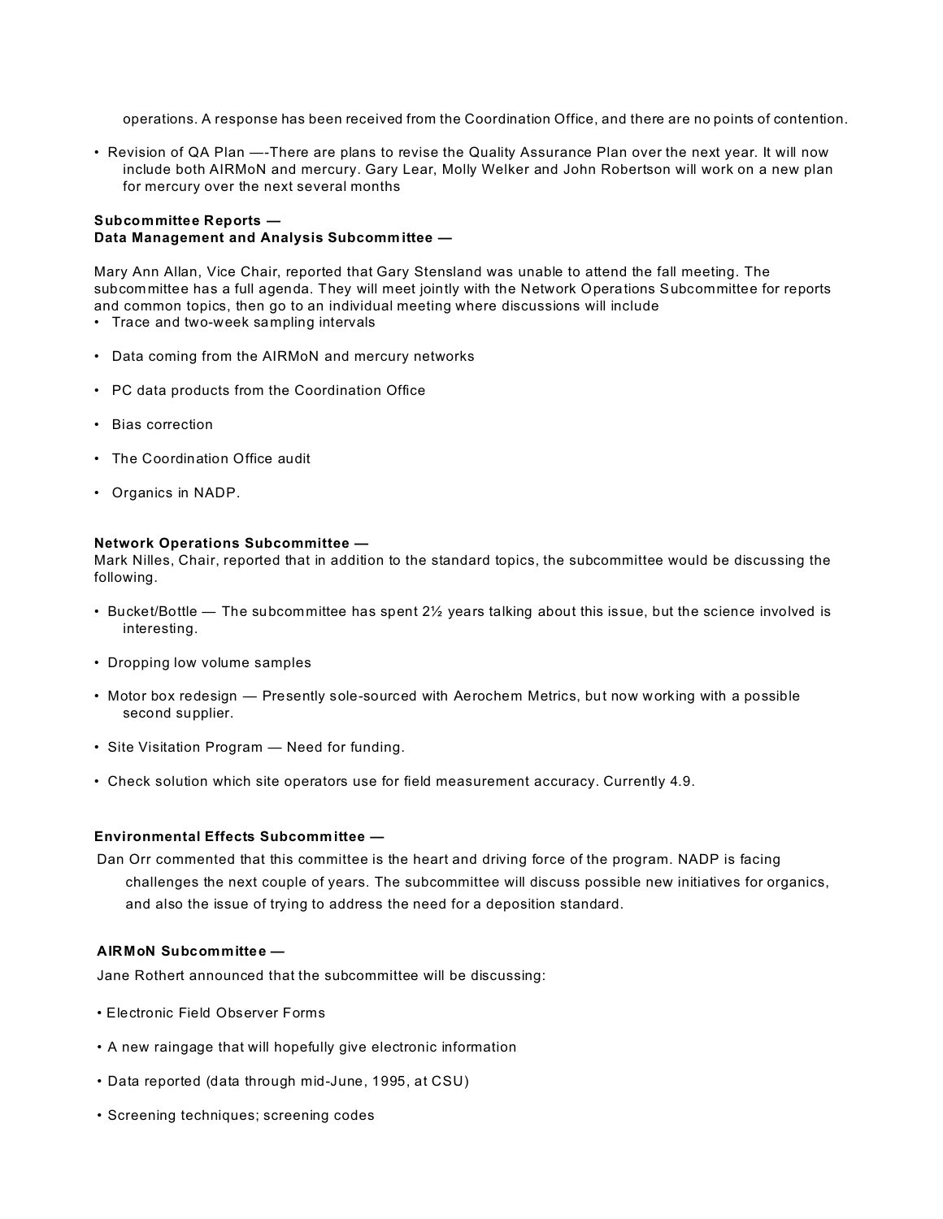operations. A response has been received from the Coordination Office, and there are no points of contention.

- Revision of QA Plan —-There are plans to revise the Quality Assurance Plan over the next year. It will now include both AIRMoN and mercury. Gary Lear, Molly Welker and John Robertson will work on a new plan for mercury over the next several months

**Subcommittee Reports —**
**Data Management and Analysis Subcommittee —**

Mary Ann Allan, Vice Chair, reported that Gary Stensland was unable to attend the fall meeting. The subcommittee has a full agenda. They will meet jointly with the Network Operations Subcommittee for reports and common topics, then go to an individual meeting where discussions will include

- Trace and two-week sampling intervals
- Data coming from the AIRMoN and mercury networks
- PC data products from the Coordination Office
- Bias correction
- The Coordination Office audit
- Organics in NADP.

**Network Operations Subcommittee —**
Mark Nilles, Chair, reported that in addition to the standard topics, the subcommittee would be discussing the following.

- Bucket/Bottle — The subcommittee has spent 2½ years talking about this issue, but the science involved is interesting.
- Dropping low volume samples
- Motor box redesign — Presently sole-sourced with Aerochem Metrics, but now working with a possible second supplier.
- Site Visitation Program — Need for funding.
- Check solution which site operators use for field measurement accuracy. Currently 4.9.

**Environmental Effects Subcommittee —**
Dan Orr commented that this committee is the heart and driving force of the program. NADP is facing challenges the next couple of years. The subcommittee will discuss possible new initiatives for organics, and also the issue of trying to address the need for a deposition standard.

**AIRMoN Subcommittee —**
Jane Rothert announced that the subcommittee will be discussing:

- Electronic Field Observer Forms
- A new raingage that will hopefully give electronic information
- Data reported (data through mid-June, 1995, at CSU)
- Screening techniques; screening codes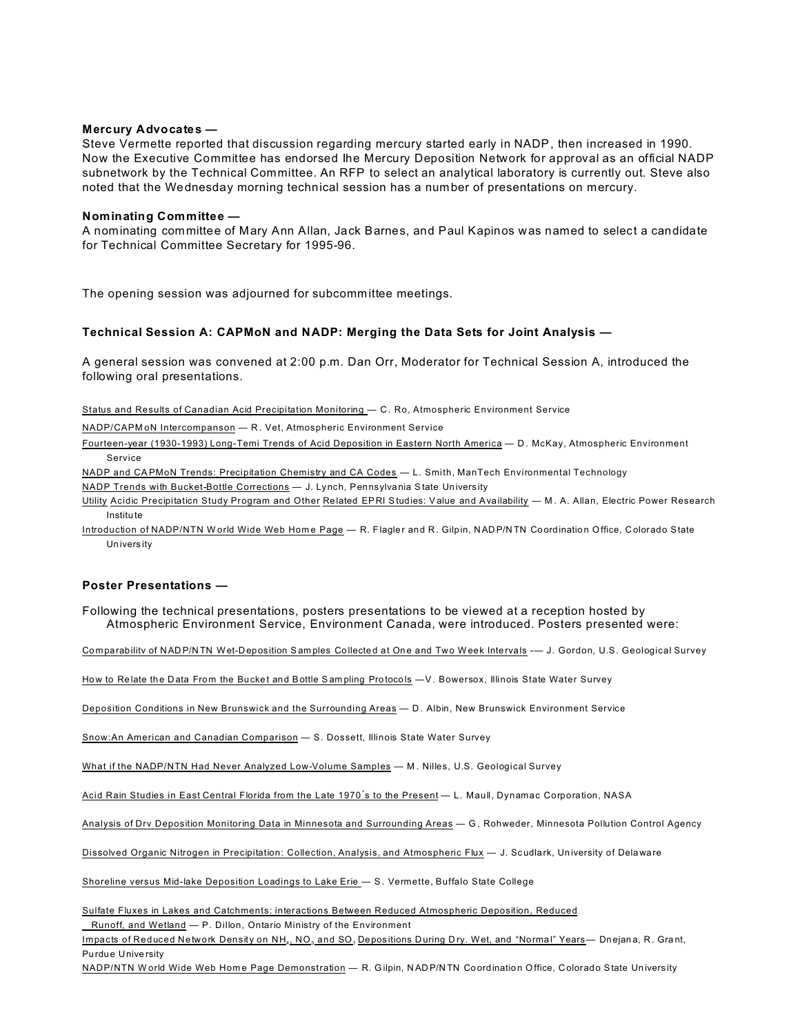**Mercury Advocates —**
Steve Vermette reported that discussion regarding mercury started early in NADP, then increased in 1990. Now the Executive Committee has endorsed Ihe Mercury Deposition Network for approval as an official NADP subnetwork by the Technical Committee. An RFP to select an analytical laboratory is currently out. Steve also noted that the Wednesday morning technical session has a number of presentations on mercury.

**Nominating Committee —**
A nominating committee of Mary Ann Allan, Jack Barnes, and Paul Kapinos was named to select a candidate for Technical Committee Secretary for 1995-96.

The opening session was adjourned for subcommittee meetings.

**Technical Session A: CAPMoN and NADP: Merging the Data Sets for Joint Analysis —**

A general session was convened at 2:00 p.m. Dan Orr, Moderator for Technical Session A, introduced the following oral presentations.

Status and Results of Canadian Acid Precipitation Monitoring — C. Ro, Atmospheric Environment Service

NADP/CAPMoN Intercompanson — R. Vet, Atmospheric Environment Service

Fourteen-year (1930-1993) Long-Temi Trends of Acid Deposition in Eastern North America — D. McKay, Atmospheric Environment Service

NADP and CAPMoN Trends: Precipitation Chemistry and CA Codes — L. Smith, ManTech Environmental Technology

NADP Trends with Bucket-Bottle Corrections — J. Lynch, Pennsylvania State University

Utility Acidic Precipitaticn Study Program and Other Related EPRI Studies: Value and Availability — M. A. Allan, Electric Power Research Institute

Introduction of NADP/NTN World Wide Web Home Page — R. Flagler and R. Gilpin, NADP/NTN Coordination Office, Colorado State University

**Poster Presentations —**

Following the technical presentations, posters presentations to be viewed at a reception hosted by Atmospheric Environment Service, Environment Canada, were introduced. Posters presented were:

Comparabilitv of NADP/NTN Wet-Deposition Samples Collected at One and Two Week Intervals -— J. Gordon, U.S. Geological Survey

How to Relate the Data From the Bucket and Bottle Sampling Protocols —V. Bowersox, Illinois State Water Survey

Deposition Conditions in New Brunswick and the Surrounding Areas — D. Albin, New Brunswick Environment Service

Snow:An American and Canadian Comparison — S. Dossett, Illinois State Water Survey

What if the NADP/NTN Had Never Analyzed Low-Volume Samples — M. Nilles, U.S. Geological Survey

Acid Rain Studies in East Central Florida from the Late 1970's to the Present — L. Maull, Dynamac Corporation, NASA

Analysis of Drv Deposition Monitoring Data in Minnesota and Surrounding Areas — G. Rohweder, Minnesota Pollution Control Agency

Dissolved Organic Nitrogen in Precipitation: Collection, Analysis, and Atmospheric Flux — J. Scudlark, University of Delaware

Shoreline versus Mid-lake Deposition Loadings to Lake Erie — S. Vermette, Buffalo State College

Sulfate Fluxes in Lakes and Catchments: interactions Between Reduced Atmospheric Deposition, Reduced Runoff, and Wetland — P. Dillon, Ontario Ministry of the Environment

Impacts of Reduced Network Density on $NH_4$, $NO_3$ and $SO_4$ Depositions During Dry. Wet, and "Normal" Years— Dnejana, R. Grant, Purdue University

NADP/NTN World Wide Web Home Page Demonstration — R. Gilpin, NADP/NTN Coordination Office, Colorado State University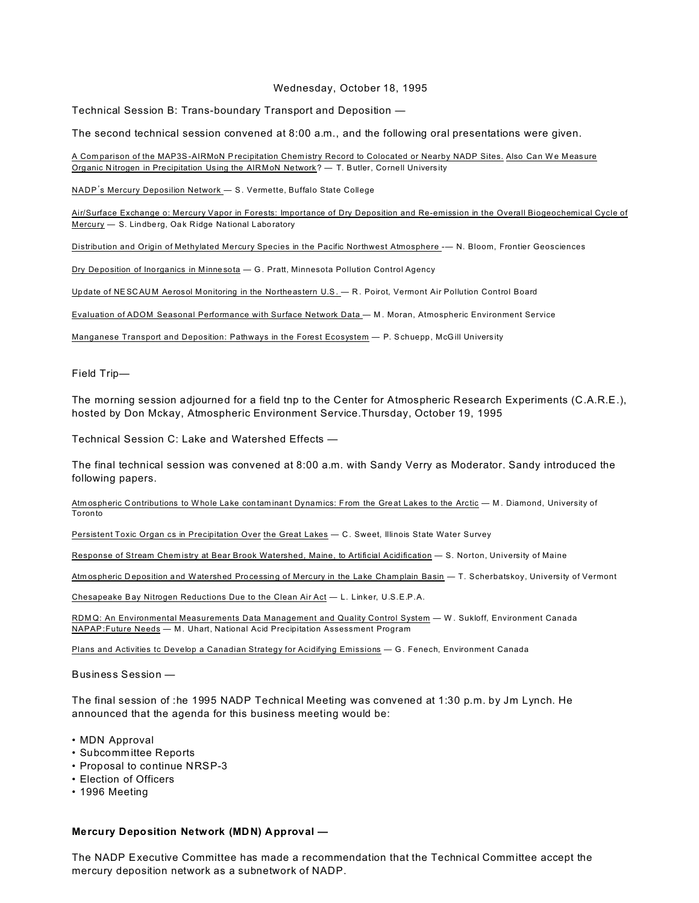Wednesday, October 18, 1995

Technical Session B: Trans-boundary Transport and Deposition —

The second technical session convened at 8:00 a.m., and the following oral presentations were given.

A Comparison of the MAP3S-AIRMoN Precipitation Chemistry Record to Colocated or Nearby NADP Sites. Also Can We Measure Organic Nitrogen in Precipitation Using the AIRMoN Network? — T. Butler, Cornell University

NADP's Mercury Deposilion Network — S. Vermette, Buffalo State College

Air/Surface Exchange o: Mercury Vapor in Forests: Importance of Dry Deposition and Re-emission in the Overall Biogeochemical Cycle of Mercury — S. Lindberg, Oak Ridge National Laboratory

Distribution and Origin of Methylated Mercury Species in the Pacific Northwest Atmosphere -— N. Bloom, Frontier Geosciences

Dry Deposition of Inorganics in Minnesota — G. Pratt, Minnesota Pollution Control Agency

Update of NESCAUM Aerosol Monitoring in the Northeastern U.S. — R. Poirot, Vermont Air Pollution Control Board

Evaluation of ADOM Seasonal Performance with Surface Network Data — M. Moran, Atmospheric Environment Service

Manganese Transport and Deposition: Pathways in the Forest Ecosystem — P. Schuepp, McGill University

Field Trip—

The morning session adjourned for a field tnp to the Center for Atmospheric Research Experiments (C.A.R.E.), hosted by Don Mckay, Atmospheric Environment Service.Thursday, October 19, 1995

Technical Session C: Lake and Watershed Effects —

The final technical session was convened at 8:00 a.m. with Sandy Verry as Moderator. Sandy introduced the following papers.

Atmospheric Contributions to Whole Lake contaminant Dynamics: From the Great Lakes to the Arctic — M. Diamond, University of Toronto

Persistent Toxic Organ cs in Precipitation Over the Great Lakes — C. Sweet, Illinois State Water Survey

Response of Stream Chemistry at Bear Brook Watershed, Maine, to Artificial Acidification — S. Norton, University of Maine

Atmospheric Deposition and Watershed Processing of Mercury in the Lake Champlain Basin — T. Scherbatskoy, University of Vermont

Chesapeake Bay Nitrogen Reductions Due to the Clean Air Act — L. Linker, U.S.E.P.A.

RDMQ: An Environmental Measurements Data Management and Quality Control System — W. Sukloff, Environment Canada
NAPAP:Future Needs — M. Uhart, National Acid Precipitation Assessment Program

Plans and Activities tc Develop a Canadian Strategy for Acidifying Emissions — G. Fenech, Environment Canada

Business Session —

The final session of :he 1995 NADP Technical Meeting was convened at 1:30 p.m. by Jm Lynch. He announced that the agenda for this business meeting would be:

- MDN Approval
- Subcommittee Reports
- Proposal to continue NRSP-3
- Election of Officers
- 1996 Meeting

**Mercury Deposition Network (MDN) Approval —**

The NADP Executive Committee has made a recommendation that the Technical Committee accept the mercury deposition network as a subnetwork of NADP.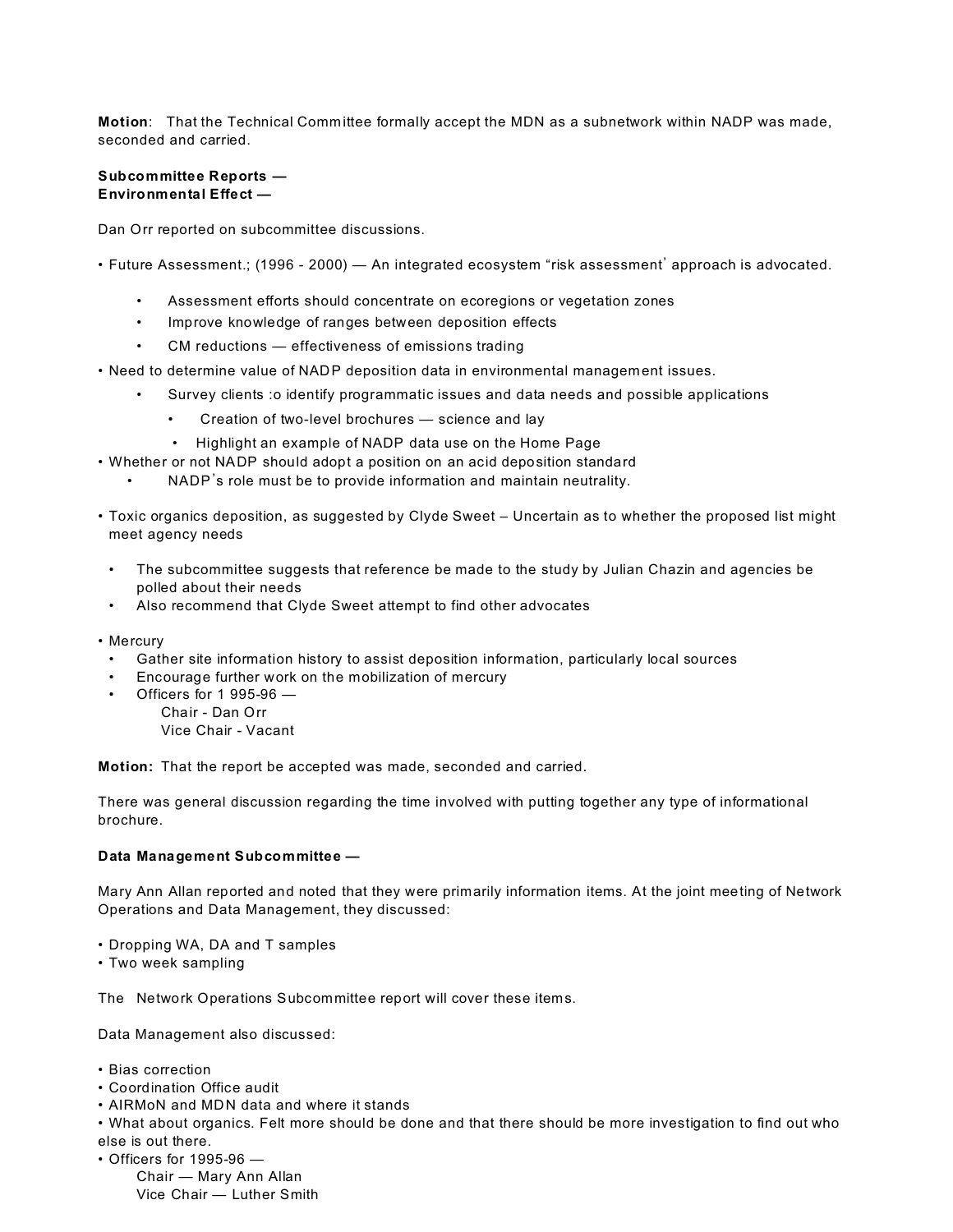**Motion**: That the Technical Committee formally accept the MDN as a subnetwork within NADP was made, seconded and carried.

**Subcommittee Reports —**
**Environmental Effect —**

Dan Orr reported on subcommittee discussions.

- Future Assessment.; (1996 - 2000) — An integrated ecosystem "risk assessment' approach is advocated.
    - Assessment efforts should concentrate on ecoregions or vegetation zones
    - Improve knowledge of ranges between deposition effects
    - CM reductions — effectiveness of emissions trading
- Need to determine value of NADP deposition data in environmental management issues.
    - Survey clients :o identify programmatic issues and data needs and possible applications
        - Creation of two-level brochures — science and lay
        - Highlight an example of NADP data use on the Home Page
- Whether or not NADP should adopt a position on an acid deposition standard
    - NADP's role must be to provide information and maintain neutrality.

- Toxic organics deposition, as suggested by Clyde Sweet – Uncertain as to whether the proposed list might meet agency needs

    - The subcommittee suggests that reference be made to the study by Julian Chazin and agencies be polled about their needs
    - Also recommend that Clyde Sweet attempt to find other advocates

- Mercury
    - Gather site information history to assist deposition information, particularly local sources
    - Encourage further work on the mobilization of mercury
    - Officers for 1 995-96 —
      Chair - Dan Orr
      Vice Chair - Vacant

**Motion:** That the report be accepted was made, seconded and carried.

There was general discussion regarding the time involved with putting together any type of informational brochure.

**Data Management Subcommittee —**

Mary Ann Allan reported and noted that they were primarily information items. At the joint meeting of Network Operations and Data Management, they discussed:

- Dropping WA, DA and T samples
- Two week sampling

The Network Operations Subcommittee report will cover these items.

Data Management also discussed:

- Bias correction
- Coordination Office audit
- AIRMoN and MDN data and where it stands
- What about organics. Felt more should be done and that there should be more investigation to find out who else is out there.
- Officers for 1995-96 —
  Chair — Mary Ann Allan
  Vice Chair — Luther Smith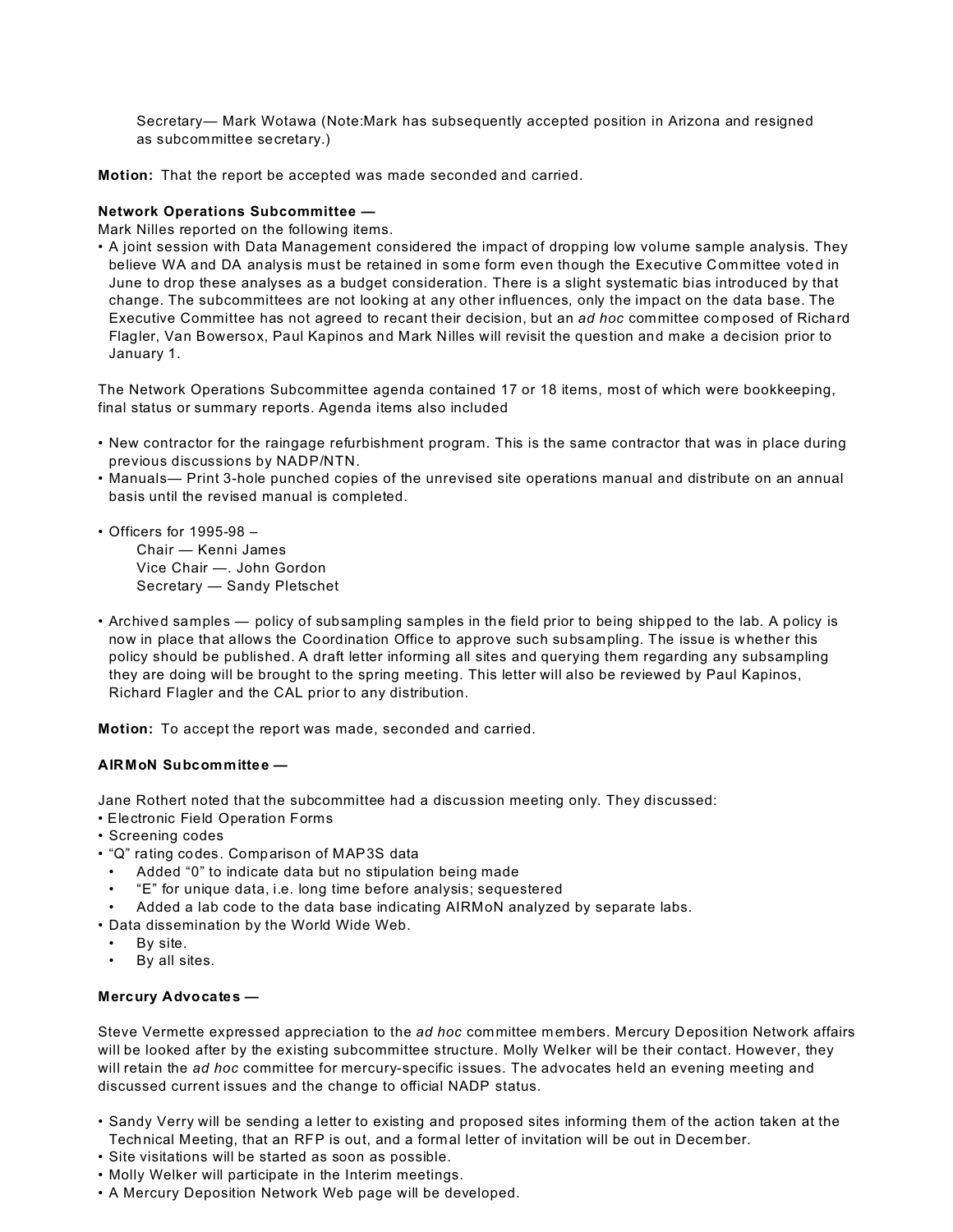Secretary— Mark Wotawa (Note:Mark has subsequently accepted position in Arizona and resigned as subcommittee secretary.)

**Motion:** That the report be accepted was made seconded and carried.

**Network Operations Subcommittee —**

Mark Nilles reported on the following items.

- A joint session with Data Management considered the impact of dropping low volume sample analysis. They believe WA and DA analysis must be retained in some form even though the Executive Committee voted in June to drop these analyses as a budget consideration. There is a slight systematic bias introduced by that change. The subcommittees are not looking at any other influences, only the impact on the data base. The Executive Committee has not agreed to recant their decision, but an *ad hoc* committee composed of Richard Flagler, Van Bowersox, Paul Kapinos and Mark Nilles will revisit the question and make a decision prior to January 1.

The Network Operations Subcommittee agenda contained 17 or 18 items, most of which were bookkeeping, final status or summary reports. Agenda items also included

- New contractor for the raingage refurbishment program. This is the same contractor that was in place during previous discussions by NADP/NTN.
- Manuals— Print 3-hole punched copies of the unrevised site operations manual and distribute on an annual basis until the revised manual is completed.
- Officers for 1995-98 –
  - Chair — Kenni James
  - Vice Chair —. John Gordon
  - Secretary — Sandy Pletschet
- Archived samples — policy of subsampling samples in the field prior to being shipped to the lab. A policy is now in place that allows the Coordination Office to approve such subsampling. The issue is whether this policy should be published. A draft letter informing all sites and querying them regarding any subsampling they are doing will be brought to the spring meeting. This letter will also be reviewed by Paul Kapinos, Richard Flagler and the CAL prior to any distribution.

**Motion:** To accept the report was made, seconded and carried.

**AIRMoN Subcommittee —**

Jane Rothert noted that the subcommittee had a discussion meeting only. They discussed:

- Electronic Field Operation Forms
- Screening codes
- "Q" rating codes. Comparison of MAP3S data
  - Added "0" to indicate data but no stipulation being made
  - "E" for unique data, i.e. long time before analysis; sequestered
  - Added a lab code to the data base indicating AIRMoN analyzed by separate labs.
- Data dissemination by the World Wide Web.
  - By site.
  - By all sites.

**Mercury Advocates —**

Steve Vermette expressed appreciation to the *ad hoc* committee members. Mercury Deposition Network affairs will be looked after by the existing subcommittee structure. Molly Welker will be their contact. However, they will retain the *ad hoc* committee for mercury-specific issues. The advocates held an evening meeting and discussed current issues and the change to official NADP status.

- Sandy Verry will be sending a letter to existing and proposed sites informing them of the action taken at the Technical Meeting, that an RFP is out, and a formal letter of invitation will be out in December.
- Site visitations will be started as soon as possible.
- Molly Welker will participate in the Interim meetings.
- A Mercury Deposition Network Web page will be developed.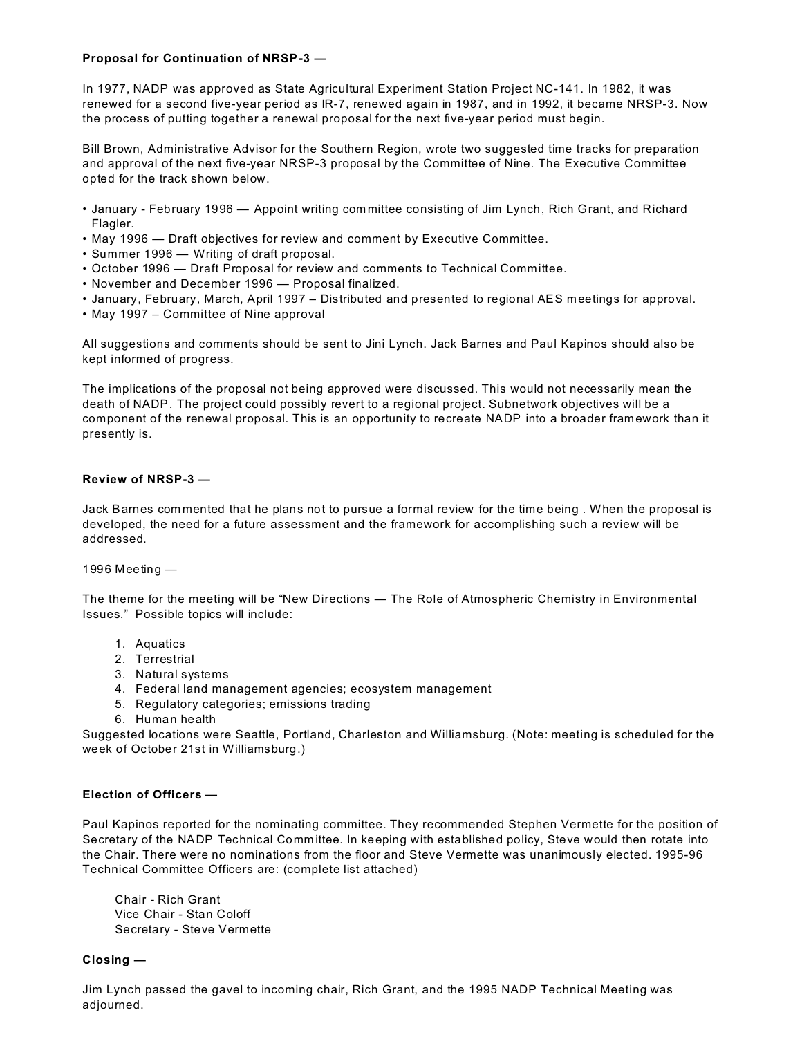**Proposal for Continuation of NRSP-3 —**

In 1977, NADP was approved as State Agricultural Experiment Station Project NC-141. In 1982, it was renewed for a second five-year period as IR-7, renewed again in 1987, and in 1992, it became NRSP-3. Now the process of putting together a renewal proposal for the next five-year period must begin.

Bill Brown, Administrative Advisor for the Southern Region, wrote two suggested time tracks for preparation and approval of the next five-year NRSP-3 proposal by the Committee of Nine. The Executive Committee opted for the track shown below.

- January - February 1996 — Appoint writing committee consisting of Jim Lynch, Rich Grant, and Richard Flagler.
- May 1996 — Draft objectives for review and comment by Executive Committee.
- Summer 1996 — Writing of draft proposal.
- October 1996 — Draft Proposal for review and comments to Technical Committee.
- November and December 1996 — Proposal finalized.
- January, February, March, April 1997 – Distributed and presented to regional AES meetings for approval.
- May 1997 – Committee of Nine approval

All suggestions and comments should be sent to Jini Lynch. Jack Barnes and Paul Kapinos should also be kept informed of progress.

The implications of the proposal not being approved were discussed. This would not necessarily mean the death of NADP. The project could possibly revert to a regional project. Subnetwork objectives will be a component of the renewal proposal. This is an opportunity to recreate NADP into a broader framework than it presently is.

**Review of NRSP-3 —**

Jack Barnes commented that he plans not to pursue a formal review for the time being . When the proposal is developed, the need for a future assessment and the framework for accomplishing such a review will be addressed.

1996 Meeting —

The theme for the meeting will be "New Directions — The Role of Atmospheric Chemistry in Environmental Issues." Possible topics will include:

1. Aquatics
2. Terrestrial
3. Natural systems
4. Federal land management agencies; ecosystem management
5. Regulatory categories; emissions trading
6. Human health

Suggested locations were Seattle, Portland, Charleston and Williamsburg. (Note: meeting is scheduled for the week of October 21st in Williamsburg.)

**Election of Officers —**

Paul Kapinos reported for the nominating committee. They recommended Stephen Vermette for the position of Secretary of the NADP Technical Committee. In keeping with established policy, Steve would then rotate into the Chair. There were no nominations from the floor and Steve Vermette was unanimously elected. 1995-96 Technical Committee Officers are: (complete list attached)

Chair - Rich Grant
Vice Chair - Stan Coloff
Secretary - Steve Vermette

**Closing —**

Jim Lynch passed the gavel to incoming chair, Rich Grant, and the 1995 NADP Technical Meeting was adjourned.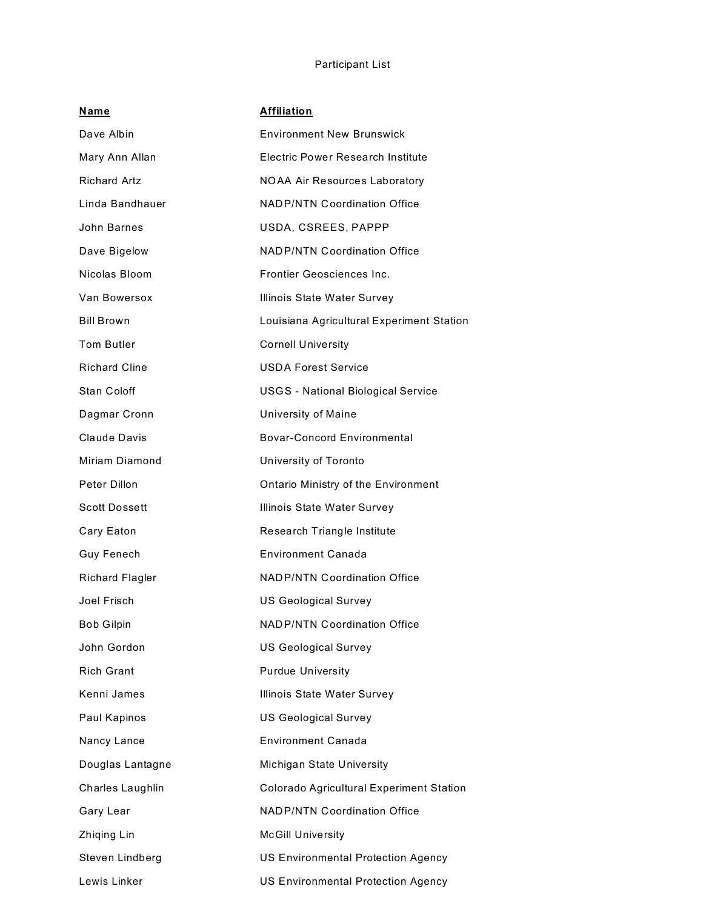Participant List

| **Name** | **Affiliation** |
|---|---|
| Dave Albin | Environment New Brunswick |
| Mary Ann Allan | Electric Power Research Institute |
| Richard Artz | NOAA Air Resources Laboratory |
| Linda Bandhauer | NADP/NTN Coordination Office |
| John Barnes | USDA, CSREES, PAPPP |
| Dave Bigelow | NADP/NTN Coordination Office |
| Nicolas Bloom | Frontier Geosciences Inc. |
| Van Bowersox | Illinois State Water Survey |
| Bill Brown | Louisiana Agricultural Experiment Station |
| Tom Butler | Cornell University |
| Richard Cline | USDA Forest Service |
| Stan Coloff | USGS - National Biological Service |
| Dagmar Cronn | University of Maine |
| Claude Davis | Bovar-Concord Environmental |
| Miriam Diamond | University of Toronto |
| Peter Dillon | Ontario Ministry of the Environment |
| Scott Dossett | Illinois State Water Survey |
| Cary Eaton | Research Triangle Institute |
| Guy Fenech | Environment Canada |
| Richard Flagler | NADP/NTN Coordination Office |
| Joel Frisch | US Geological Survey |
| Bob Gilpin | NADP/NTN Coordination Office |
| John Gordon | US Geological Survey |
| Rich Grant | Purdue University |
| Kenni James | Illinois State Water Survey |
| Paul Kapinos | US Geological Survey |
| Nancy Lance | Environment Canada |
| Douglas Lantagne | Michigan State University |
| Charles Laughlin | Colorado Agricultural Experiment Station |
| Gary Lear | NADP/NTN Coordination Office |
| Zhiqing Lin | McGill University |
| Steven Lindberg | US Environmental Protection Agency |
| Lewis Linker | US Environmental Protection Agency |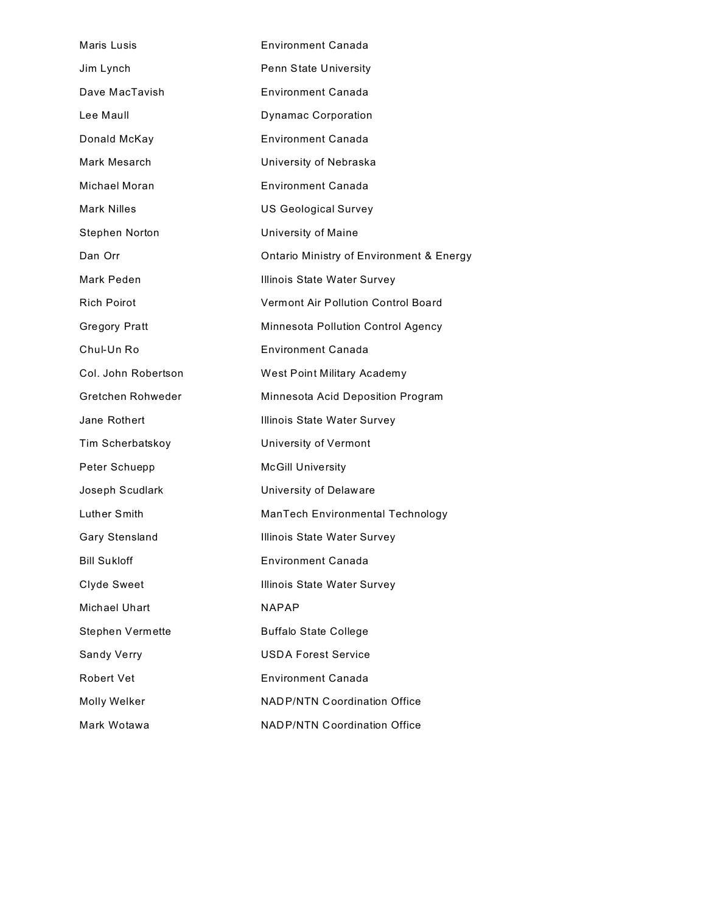| | |
|---|---|
| Maris Lusis | Environment Canada |
| Jim Lynch | Penn State University |
| Dave MacTavish | Environment Canada |
| Lee Maull | Dynamac Corporation |
| Donald McKay | Environment Canada |
| Mark Mesarch | University of Nebraska |
| Michael Moran | Environment Canada |
| Mark Nilles | US Geological Survey |
| Stephen Norton | University of Maine |
| Dan Orr | Ontario Ministry of Environment & Energy |
| Mark Peden | Illinois State Water Survey |
| Rich Poirot | Vermont Air Pollution Control Board |
| Gregory Pratt | Minnesota Pollution Control Agency |
| Chul-Un Ro | Environment Canada |
| Col. John Robertson | West Point Military Academy |
| Gretchen Rohweder | Minnesota Acid Deposition Program |
| Jane Rothert | Illinois State Water Survey |
| Tim Scherbatskoy | University of Vermont |
| Peter Schuepp | McGill University |
| Joseph Scudlark | University of Delaware |
| Luther Smith | ManTech Environmental Technology |
| Gary Stensland | Illinois State Water Survey |
| Bill Sukloff | Environment Canada |
| Clyde Sweet | Illinois State Water Survey |
| Michael Uhart | NAPAP |
| Stephen Vermette | Buffalo State College |
| Sandy Verry | USDA Forest Service |
| Robert Vet | Environment Canada |
| Molly Welker | NADP/NTN Coordination Office |
| Mark Wotawa | NADP/NTN Coordination Office |